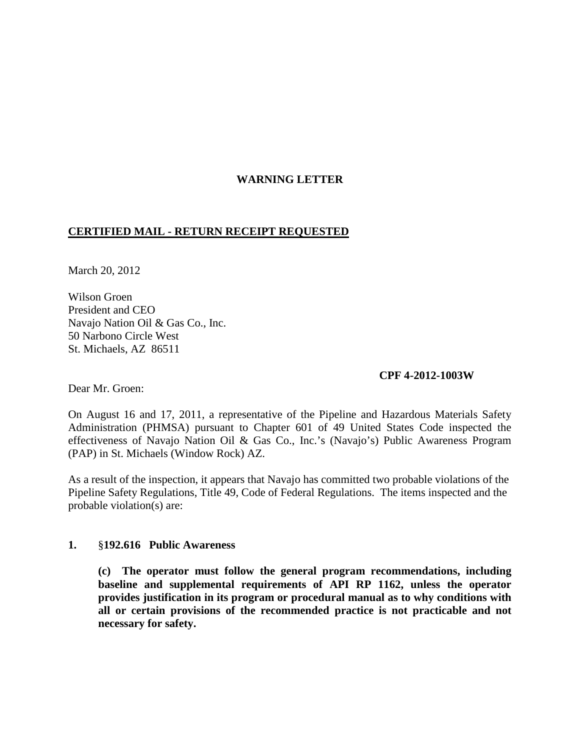**WARNING LETTER**

**CERTIFIED MAIL - RETURN RECEIPT REQUESTED**

March 20, 2012

Wilson Groen
President and CEO
Navajo Nation Oil & Gas Co., Inc.
50 Narbono Circle West
St. Michaels, AZ 86511

**CPF 4-2012-1003W**

Dear Mr. Groen:

On August 16 and 17, 2011, a representative of the Pipeline and Hazardous Materials Safety Administration (PHMSA) pursuant to Chapter 601 of 49 United States Code inspected the effectiveness of Navajo Nation Oil & Gas Co., Inc.'s (Navajo's) Public Awareness Program (PAP) in St. Michaels (Window Rock) AZ.

As a result of the inspection, it appears that Navajo has committed two probable violations of the Pipeline Safety Regulations, Title 49, Code of Federal Regulations. The items inspected and the probable violation(s) are:

**1. §192.616 Public Awareness**

**(c) The operator must follow the general program recommendations, including baseline and supplemental requirements of API RP 1162, unless the operator provides justification in its program or procedural manual as to why conditions with all or certain provisions of the recommended practice is not practicable and not necessary for safety.**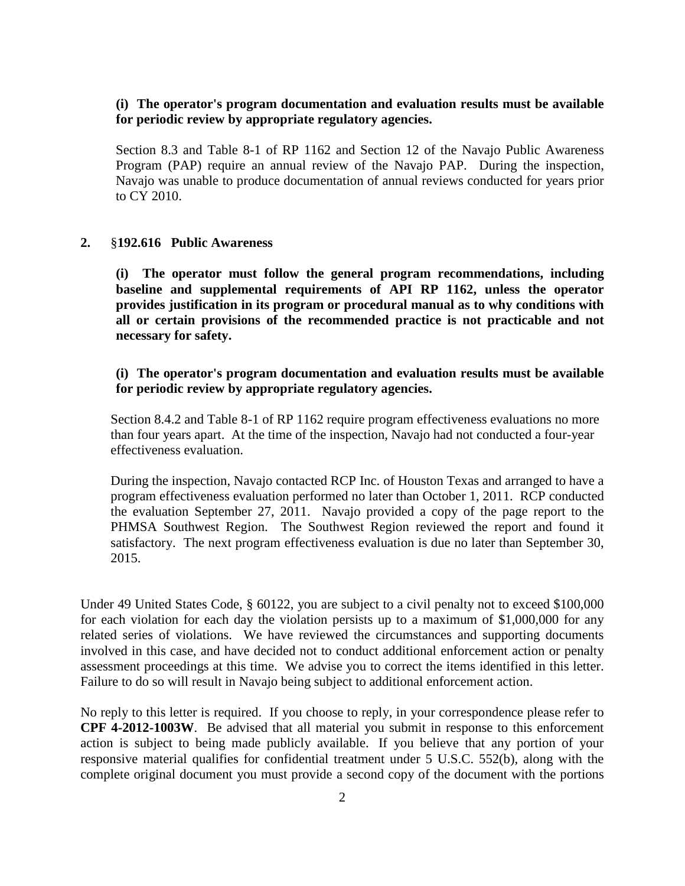**(i) The operator's program documentation and evaluation results must be available for periodic review by appropriate regulatory agencies.**

Section 8.3 and Table 8-1 of RP 1162 and Section 12 of the Navajo Public Awareness Program (PAP) require an annual review of the Navajo PAP. During the inspection, Navajo was unable to produce documentation of annual reviews conducted for years prior to CY 2010.

**2. §192.616 Public Awareness**

**(i) The operator must follow the general program recommendations, including baseline and supplemental requirements of API RP 1162, unless the operator provides justification in its program or procedural manual as to why conditions with all or certain provisions of the recommended practice is not practicable and not necessary for safety.**

**(i) The operator's program documentation and evaluation results must be available for periodic review by appropriate regulatory agencies.**

Section 8.4.2 and Table 8-1 of RP 1162 require program effectiveness evaluations no more than four years apart. At the time of the inspection, Navajo had not conducted a four-year effectiveness evaluation.

During the inspection, Navajo contacted RCP Inc. of Houston Texas and arranged to have a program effectiveness evaluation performed no later than October 1, 2011. RCP conducted the evaluation September 27, 2011. Navajo provided a copy of the page report to the PHMSA Southwest Region. The Southwest Region reviewed the report and found it satisfactory. The next program effectiveness evaluation is due no later than September 30, 2015.

Under 49 United States Code, § 60122, you are subject to a civil penalty not to exceed $100,000 for each violation for each day the violation persists up to a maximum of $1,000,000 for any related series of violations. We have reviewed the circumstances and supporting documents involved in this case, and have decided not to conduct additional enforcement action or penalty assessment proceedings at this time. We advise you to correct the items identified in this letter. Failure to do so will result in Navajo being subject to additional enforcement action.

No reply to this letter is required. If you choose to reply, in your correspondence please refer to **CPF 4-2012-1003W**. Be advised that all material you submit in response to this enforcement action is subject to being made publicly available. If you believe that any portion of your responsive material qualifies for confidential treatment under 5 U.S.C. 552(b), along with the complete original document you must provide a second copy of the document with the portions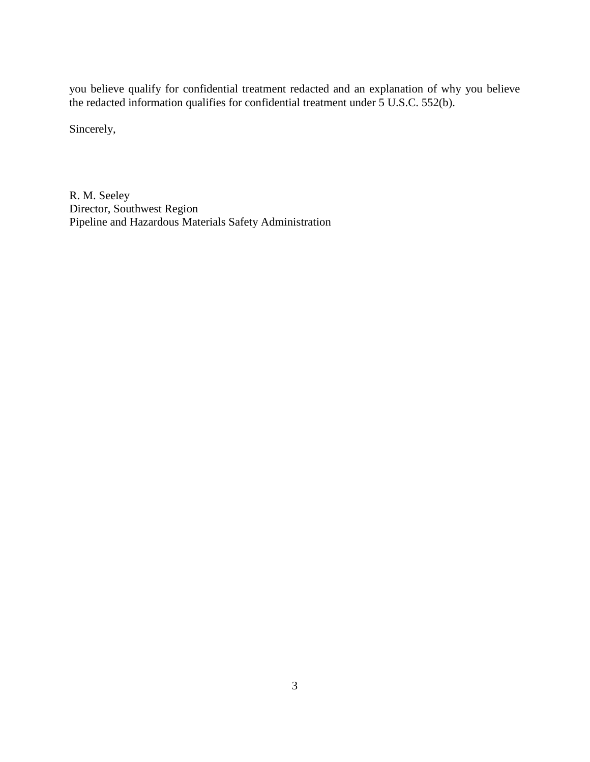you believe qualify for confidential treatment redacted and an explanation of why you believe the redacted information qualifies for confidential treatment under 5 U.S.C. 552(b).

Sincerely,

R. M. Seeley  
Director, Southwest Region  
Pipeline and Hazardous Materials Safety Administration